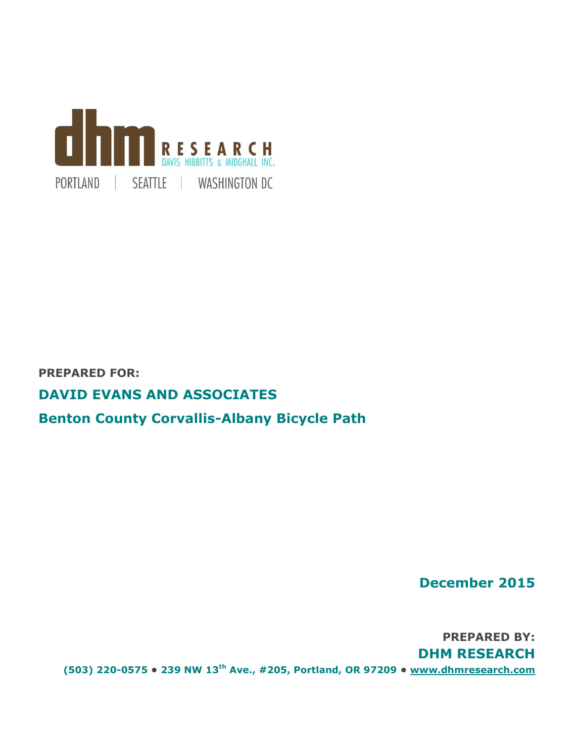dhm RESEARCH
DAVIS, HIBBITTS & MIDGHALL INC.

PORTLAND | SEATTLE | WASHINGTON DC

**PREPARED FOR:**

## DAVID EVANS AND ASSOCIATES

## Benton County Corvallis-Albany Bicycle Path

**December 2015**

**PREPARED BY:**

**DHM RESEARCH**

**(503) 220-0575 • 239 NW 13th Ave., #205, Portland, OR 97209 • www.dhmresearch.com**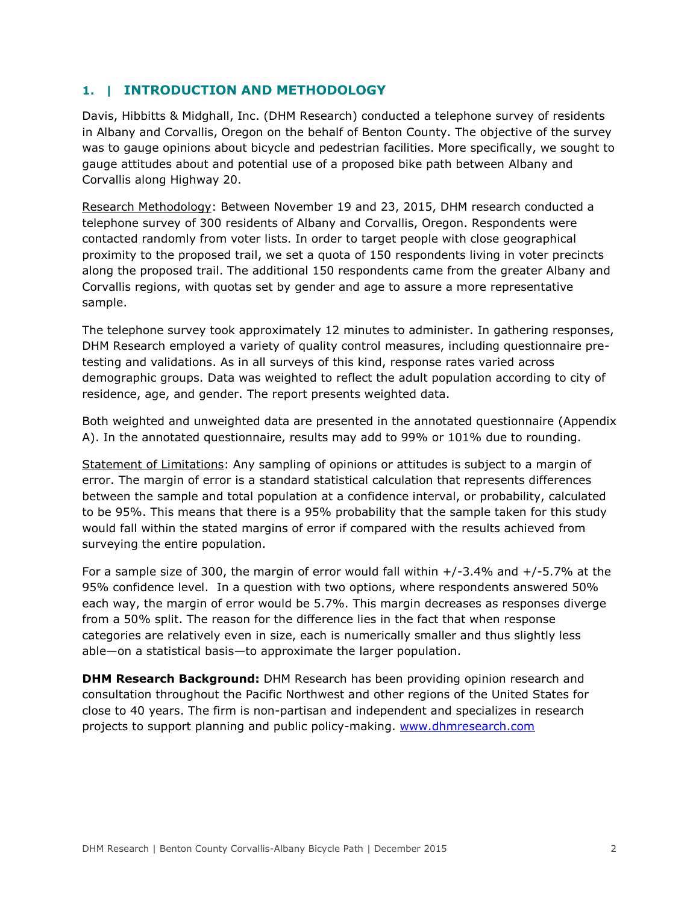## 1. | INTRODUCTION AND METHODOLOGY

Davis, Hibbitts & Midghall, Inc. (DHM Research) conducted a telephone survey of residents in Albany and Corvallis, Oregon on the behalf of Benton County. The objective of the survey was to gauge opinions about bicycle and pedestrian facilities. More specifically, we sought to gauge attitudes about and potential use of a proposed bike path between Albany and Corvallis along Highway 20.

Research Methodology: Between November 19 and 23, 2015, DHM research conducted a telephone survey of 300 residents of Albany and Corvallis, Oregon. Respondents were contacted randomly from voter lists. In order to target people with close geographical proximity to the proposed trail, we set a quota of 150 respondents living in voter precincts along the proposed trail. The additional 150 respondents came from the greater Albany and Corvallis regions, with quotas set by gender and age to assure a more representative sample.

The telephone survey took approximately 12 minutes to administer. In gathering responses, DHM Research employed a variety of quality control measures, including questionnaire pre-testing and validations. As in all surveys of this kind, response rates varied across demographic groups. Data was weighted to reflect the adult population according to city of residence, age, and gender. The report presents weighted data.

Both weighted and unweighted data are presented in the annotated questionnaire (Appendix A). In the annotated questionnaire, results may add to 99% or 101% due to rounding.

Statement of Limitations: Any sampling of opinions or attitudes is subject to a margin of error. The margin of error is a standard statistical calculation that represents differences between the sample and total population at a confidence interval, or probability, calculated to be 95%. This means that there is a 95% probability that the sample taken for this study would fall within the stated margins of error if compared with the results achieved from surveying the entire population.

For a sample size of 300, the margin of error would fall within +/-3.4% and +/-5.7% at the 95% confidence level. In a question with two options, where respondents answered 50% each way, the margin of error would be 5.7%. This margin decreases as responses diverge from a 50% split. The reason for the difference lies in the fact that when response categories are relatively even in size, each is numerically smaller and thus slightly less able—on a statistical basis—to approximate the larger population.

**DHM Research Background:** DHM Research has been providing opinion research and consultation throughout the Pacific Northwest and other regions of the United States for close to 40 years. The firm is non-partisan and independent and specializes in research projects to support planning and public policy-making. [www.dhmresearch.com](http://www.dhmresearch.com)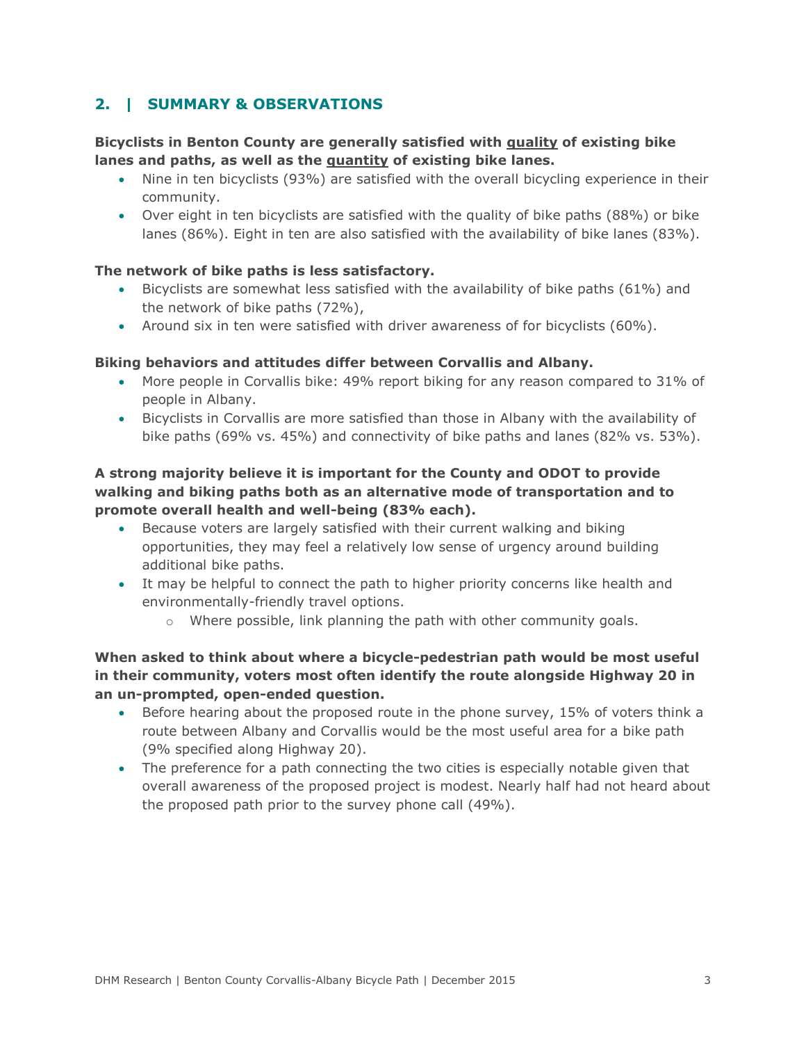## 2. | SUMMARY & OBSERVATIONS

**Bicyclists in Benton County are generally satisfied with quality of existing bike lanes and paths, as well as the quantity of existing bike lanes.**

- Nine in ten bicyclists (93%) are satisfied with the overall bicycling experience in their community.
- Over eight in ten bicyclists are satisfied with the quality of bike paths (88%) or bike lanes (86%). Eight in ten are also satisfied with the availability of bike lanes (83%).

**The network of bike paths is less satisfactory.**

- Bicyclists are somewhat less satisfied with the availability of bike paths (61%) and the network of bike paths (72%),
- Around six in ten were satisfied with driver awareness of for bicyclists (60%).

**Biking behaviors and attitudes differ between Corvallis and Albany.**

- More people in Corvallis bike: 49% report biking for any reason compared to 31% of people in Albany.
- Bicyclists in Corvallis are more satisfied than those in Albany with the availability of bike paths (69% vs. 45%) and connectivity of bike paths and lanes (82% vs. 53%).

**A strong majority believe it is important for the County and ODOT to provide walking and biking paths both as an alternative mode of transportation and to promote overall health and well-being (83% each).**

- Because voters are largely satisfied with their current walking and biking opportunities, they may feel a relatively low sense of urgency around building additional bike paths.
- It may be helpful to connect the path to higher priority concerns like health and environmentally-friendly travel options.
  - Where possible, link planning the path with other community goals.

**When asked to think about where a bicycle-pedestrian path would be most useful in their community, voters most often identify the route alongside Highway 20 in an un-prompted, open-ended question.**

- Before hearing about the proposed route in the phone survey, 15% of voters think a route between Albany and Corvallis would be the most useful area for a bike path (9% specified along Highway 20).
- The preference for a path connecting the two cities is especially notable given that overall awareness of the proposed project is modest. Nearly half had not heard about the proposed path prior to the survey phone call (49%).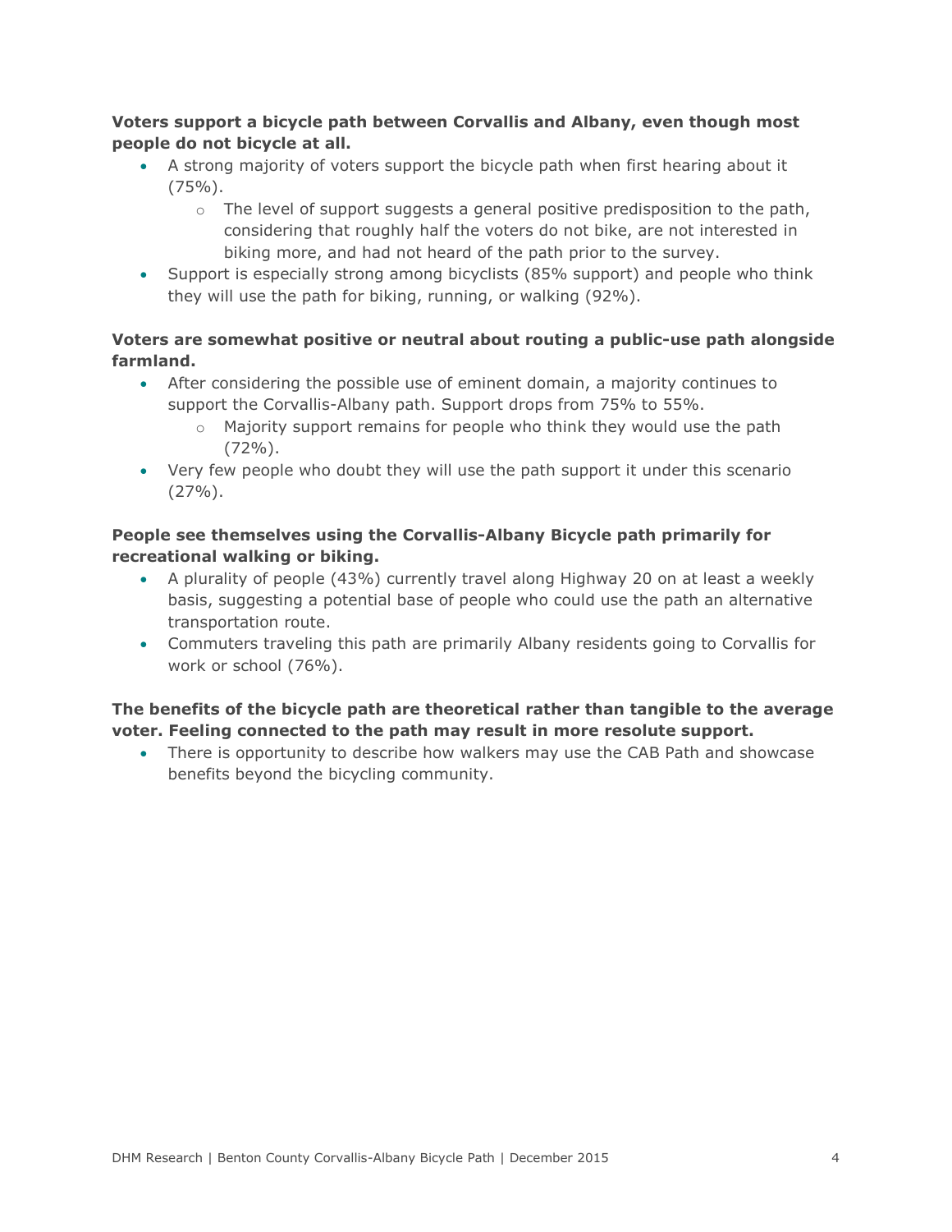**Voters support a bicycle path between Corvallis and Albany, even though most people do not bicycle at all.**

- A strong majority of voters support the bicycle path when first hearing about it (75%).
    - The level of support suggests a general positive predisposition to the path, considering that roughly half the voters do not bike, are not interested in biking more, and had not heard of the path prior to the survey.
- Support is especially strong among bicyclists (85% support) and people who think they will use the path for biking, running, or walking (92%).

**Voters are somewhat positive or neutral about routing a public-use path alongside farmland.**

- After considering the possible use of eminent domain, a majority continues to support the Corvallis-Albany path. Support drops from 75% to 55%.
    - Majority support remains for people who think they would use the path (72%).
- Very few people who doubt they will use the path support it under this scenario (27%).

**People see themselves using the Corvallis-Albany Bicycle path primarily for recreational walking or biking.**

- A plurality of people (43%) currently travel along Highway 20 on at least a weekly basis, suggesting a potential base of people who could use the path an alternative transportation route.
- Commuters traveling this path are primarily Albany residents going to Corvallis for work or school (76%).

**The benefits of the bicycle path are theoretical rather than tangible to the average voter. Feeling connected to the path may result in more resolute support.**

- There is opportunity to describe how walkers may use the CAB Path and showcase benefits beyond the bicycling community.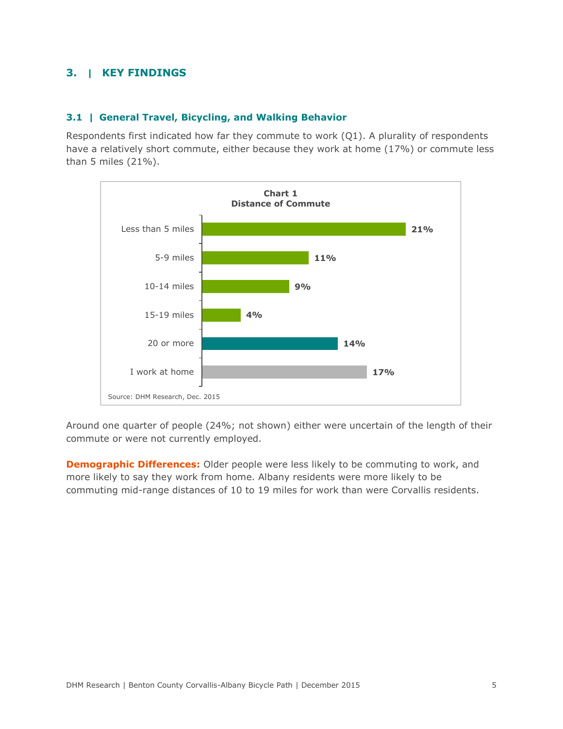# 3. | KEY FINDINGS

## 3.1 | General Travel, Bicycling, and Walking Behavior

Respondents first indicated how far they commute to work (Q1). A plurality of respondents have a relatively short commute, either because they work at home (17%) or commute less than 5 miles (21%).

**Chart 1**
**Distance of Commute**

| Distance | Percent |
|---|---|
| Less than 5 miles | 21% |
| 5-9 miles | 11% |
| 10-14 miles | 9% |
| 15-19 miles | 4% |
| 20 or more | 14% |
| I work at home | 17% |

Source: DHM Research, Dec. 2015

Around one quarter of people (24%; not shown) either were uncertain of the length of their commute or were not currently employed.

**Demographic Differences:** Older people were less likely to be commuting to work, and more likely to say they work from home. Albany residents were more likely to be commuting mid-range distances of 10 to 19 miles for work than were Corvallis residents.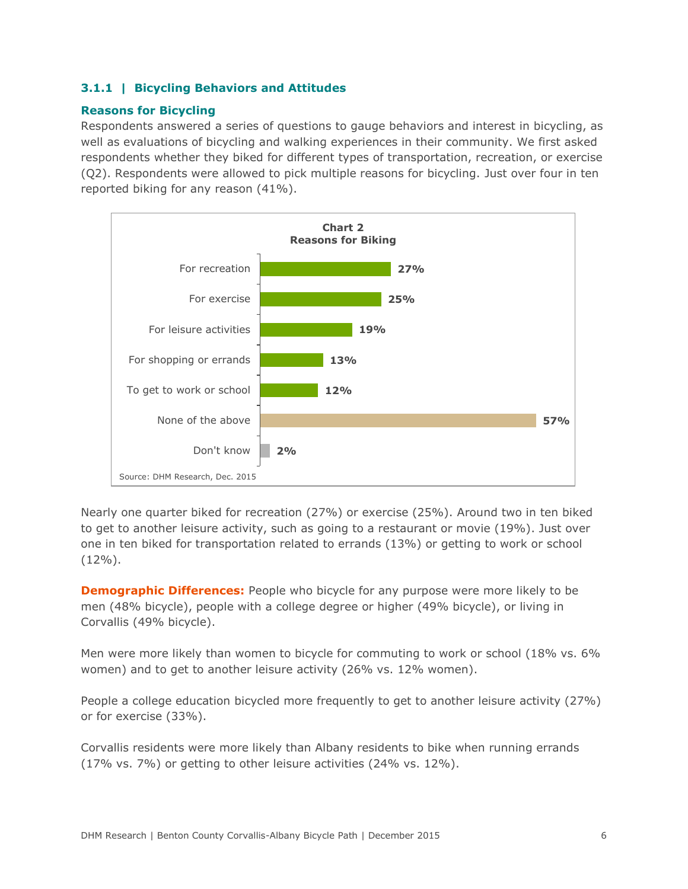### 3.1.1 | Bicycling Behaviors and Attitudes

**Reasons for Bicycling**

Respondents answered a series of questions to gauge behaviors and interest in bicycling, as well as evaluations of bicycling and walking experiences in their community. We first asked respondents whether they biked for different types of transportation, recreation, or exercise (Q2). Respondents were allowed to pick multiple reasons for bicycling. Just over four in ten reported biking for any reason (41%).

**Chart 2**
**Reasons for Biking**

| Reason | % |
|---|---|
| For recreation | 27% |
| For exercise | 25% |
| For leisure activities | 19% |
| For shopping or errands | 13% |
| To get to work or school | 12% |
| None of the above | 57% |
| Don't know | 2% |

Source: DHM Research, Dec. 2015

Nearly one quarter biked for recreation (27%) or exercise (25%). Around two in ten biked to get to another leisure activity, such as going to a restaurant or movie (19%). Just over one in ten biked for transportation related to errands (13%) or getting to work or school (12%).

**Demographic Differences:** People who bicycle for any purpose were more likely to be men (48% bicycle), people with a college degree or higher (49% bicycle), or living in Corvallis (49% bicycle).

Men were more likely than women to bicycle for commuting to work or school (18% vs. 6% women) and to get to another leisure activity (26% vs. 12% women).

People a college education bicycled more frequently to get to another leisure activity (27%) or for exercise (33%).

Corvallis residents were more likely than Albany residents to bike when running errands (17% vs. 7%) or getting to other leisure activities (24% vs. 12%).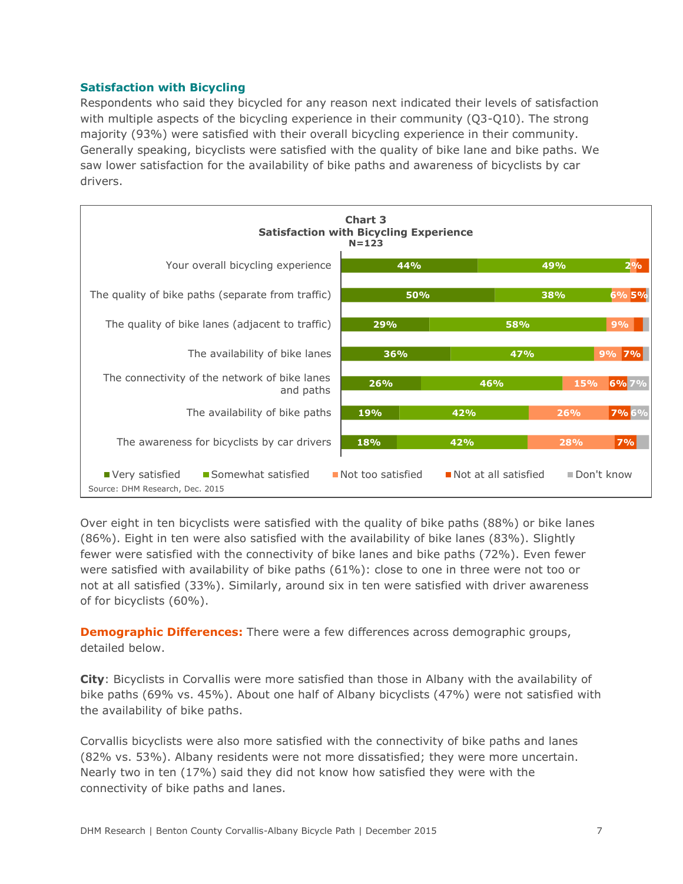### Satisfaction with Bicycling

Respondents who said they bicycled for any reason next indicated their levels of satisfaction with multiple aspects of the bicycling experience in their community (Q3-Q10). The strong majority (93%) were satisfied with their overall bicycling experience in their community. Generally speaking, bicyclists were satisfied with the quality of bike lane and bike paths. We saw lower satisfaction for the availability of bike paths and awareness of bicyclists by car drivers.

**Chart 3**
**Satisfaction with Bicycling Experience**
**N=123**

| | Very satisfied | Somewhat satisfied | Not too satisfied | Not at all satisfied | Don't know |
|---|---|---|---|---|---|
| Your overall bicycling experience | 44% | 49% | 2% | | |
| The quality of bike paths (separate from traffic) | 50% | 38% | 6% | 5% | |
| The quality of bike lanes (adjacent to traffic) | 29% | 58% | 9% | | |
| The availability of bike lanes | 36% | 47% | 9% | 7% | |
| The connectivity of the network of bike lanes and paths | 26% | 46% | 15% | 6% | 7% |
| The availability of bike paths | 19% | 42% | 26% | 7% | 6% |
| The awareness for bicyclists by car drivers | 18% | 42% | 28% | 7% | |

Source: DHM Research, Dec. 2015

Over eight in ten bicyclists were satisfied with the quality of bike paths (88%) or bike lanes (86%). Eight in ten were also satisfied with the availability of bike lanes (83%). Slightly fewer were satisfied with the connectivity of bike lanes and bike paths (72%). Even fewer were satisfied with availability of bike paths (61%): close to one in three were not too or not at all satisfied (33%). Similarly, around six in ten were satisfied with driver awareness of for bicyclists (60%).

**Demographic Differences:** There were a few differences across demographic groups, detailed below.

**City**: Bicyclists in Corvallis were more satisfied than those in Albany with the availability of bike paths (69% vs. 45%). About one half of Albany bicyclists (47%) were not satisfied with the availability of bike paths.

Corvallis bicyclists were also more satisfied with the connectivity of bike paths and lanes (82% vs. 53%). Albany residents were not more dissatisfied; they were more uncertain. Nearly two in ten (17%) said they did not know how satisfied they were with the connectivity of bike paths and lanes.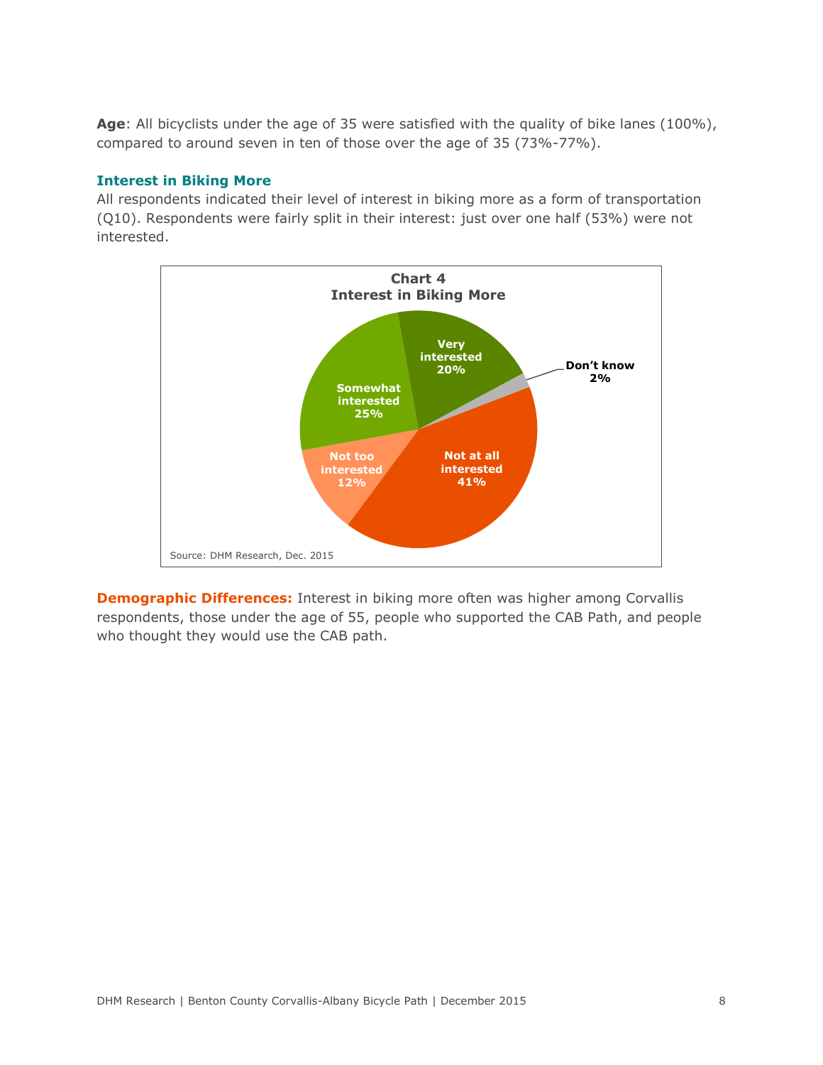**Age**: All bicyclists under the age of 35 were satisfied with the quality of bike lanes (100%), compared to around seven in ten of those over the age of 35 (73%-77%).

### Interest in Biking More

All respondents indicated their level of interest in biking more as a form of transportation (Q10). Respondents were fairly split in their interest: just over one half (53%) were not interested.

**Chart 4**
**Interest in Biking More**

| Response | Percent |
|---|---|
| Very interested | 20% |
| Somewhat interested | 25% |
| Not too interested | 12% |
| Not at all interested | 41% |
| Don't know | 2% |

Source: DHM Research, Dec. 2015

**Demographic Differences:** Interest in biking more often was higher among Corvallis respondents, those under the age of 55, people who supported the CAB Path, and people who thought they would use the CAB path.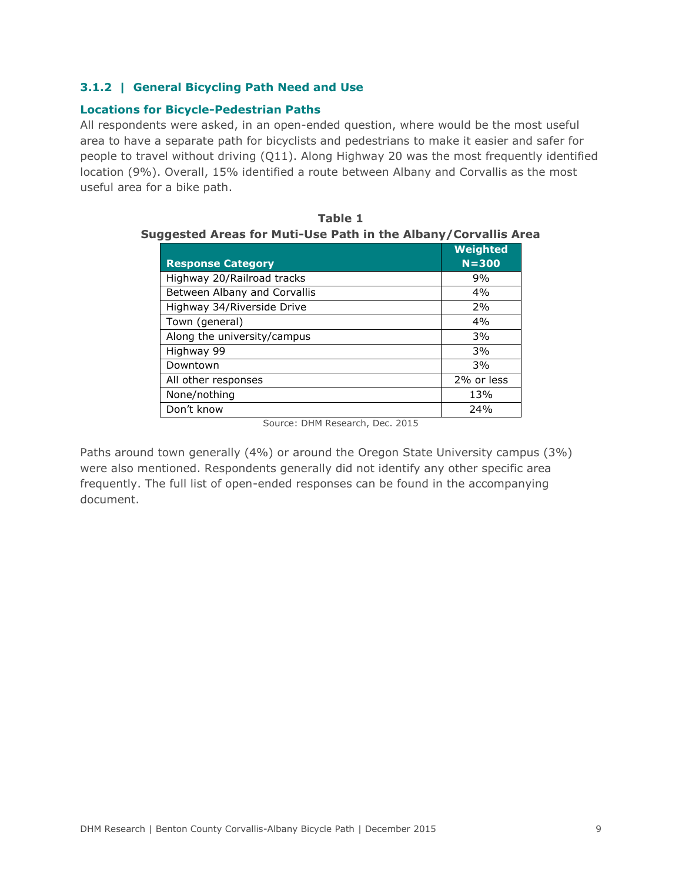### 3.1.2 | General Bicycling Path Need and Use

#### Locations for Bicycle-Pedestrian Paths

All respondents were asked, in an open-ended question, where would be the most useful area to have a separate path for bicyclists and pedestrians to make it easier and safer for people to travel without driving (Q11). Along Highway 20 was the most frequently identified location (9%). Overall, 15% identified a route between Albany and Corvallis as the most useful area for a bike path.

**Table 1**
**Suggested Areas for Muti-Use Path in the Albany/Corvallis Area**

| Response Category | Weighted N=300 |
|---|---|
| Highway 20/Railroad tracks | 9% |
| Between Albany and Corvallis | 4% |
| Highway 34/Riverside Drive | 2% |
| Town (general) | 4% |
| Along the university/campus | 3% |
| Highway 99 | 3% |
| Downtown | 3% |
| All other responses | 2% or less |
| None/nothing | 13% |
| Don't know | 24% |

Source: DHM Research, Dec. 2015

Paths around town generally (4%) or around the Oregon State University campus (3%) were also mentioned. Respondents generally did not identify any other specific area frequently. The full list of open-ended responses can be found in the accompanying document.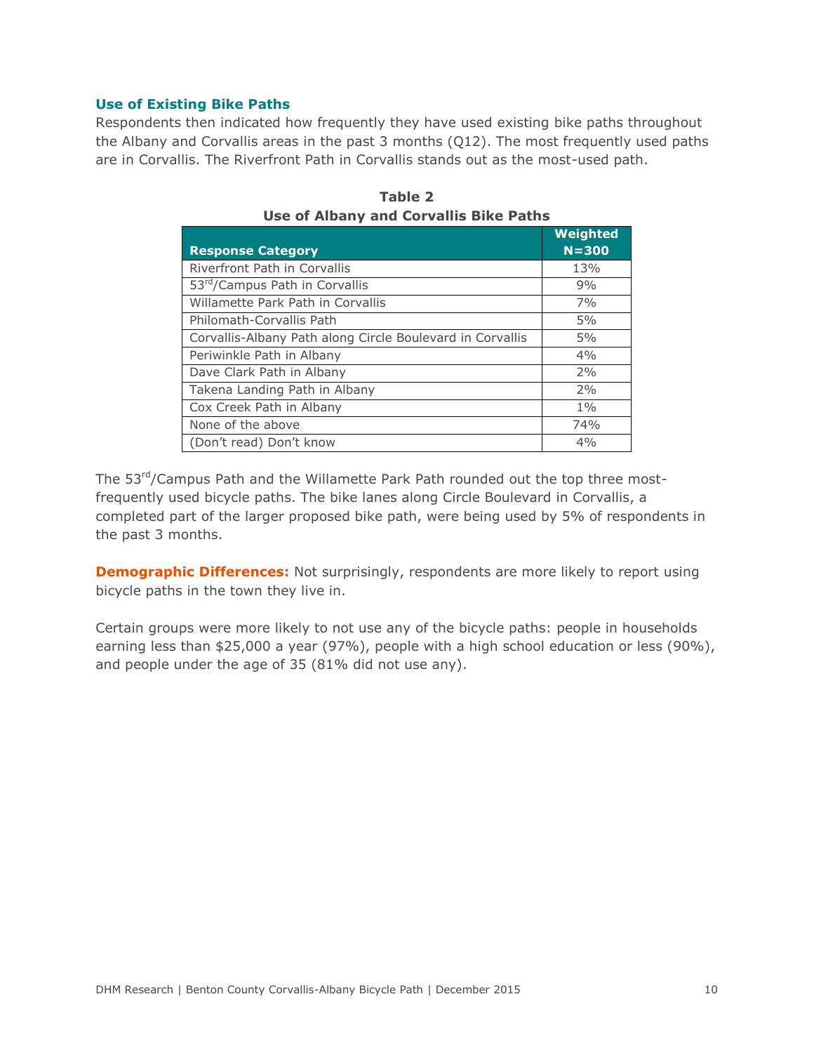### Use of Existing Bike Paths

Respondents then indicated how frequently they have used existing bike paths throughout the Albany and Corvallis areas in the past 3 months (Q12). The most frequently used paths are in Corvallis. The Riverfront Path in Corvallis stands out as the most-used path.

**Table 2**
**Use of Albany and Corvallis Bike Paths**

| Response Category | Weighted N=300 |
|---|---|
| Riverfront Path in Corvallis | 13% |
| 53rd/Campus Path in Corvallis | 9% |
| Willamette Park Path in Corvallis | 7% |
| Philomath-Corvallis Path | 5% |
| Corvallis-Albany Path along Circle Boulevard in Corvallis | 5% |
| Periwinkle Path in Albany | 4% |
| Dave Clark Path in Albany | 2% |
| Takena Landing Path in Albany | 2% |
| Cox Creek Path in Albany | 1% |
| None of the above | 74% |
| (Don't read) Don't know | 4% |

The 53rd/Campus Path and the Willamette Park Path rounded out the top three most-frequently used bicycle paths. The bike lanes along Circle Boulevard in Corvallis, a completed part of the larger proposed bike path, were being used by 5% of respondents in the past 3 months.

**Demographic Differences:** Not surprisingly, respondents are more likely to report using bicycle paths in the town they live in.

Certain groups were more likely to not use any of the bicycle paths: people in households earning less than $25,000 a year (97%), people with a high school education or less (90%), and people under the age of 35 (81% did not use any).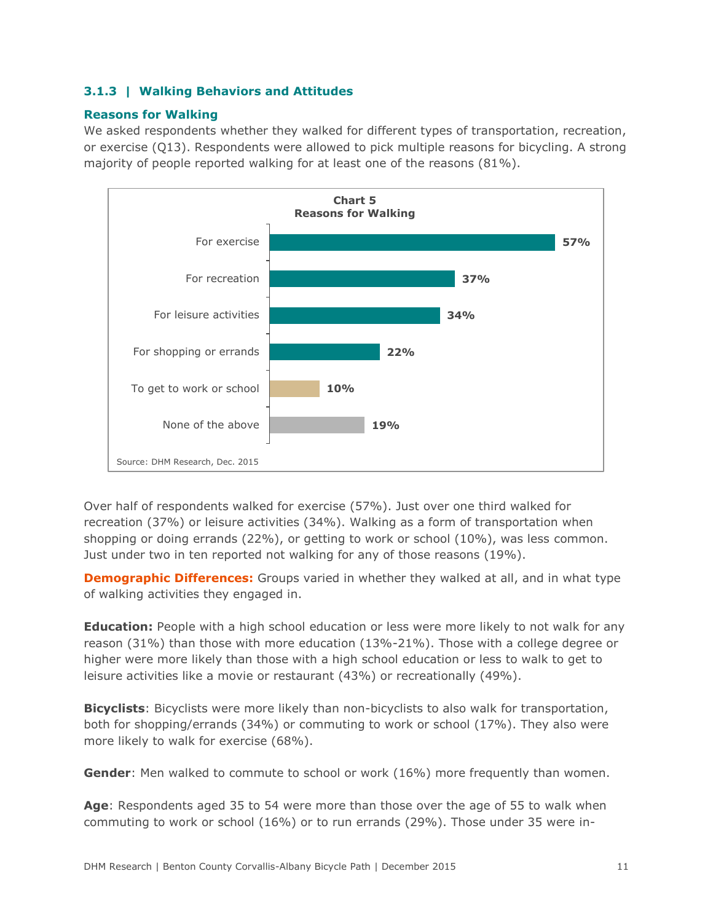### 3.1.3 | Walking Behaviors and Attitudes

**Reasons for Walking**

We asked respondents whether they walked for different types of transportation, recreation, or exercise (Q13). Respondents were allowed to pick multiple reasons for bicycling. A strong majority of people reported walking for at least one of the reasons (81%).

**Chart 5**
**Reasons for Walking**

| Reason | % |
|---|---|
| For exercise | 57% |
| For recreation | 37% |
| For leisure activities | 34% |
| For shopping or errands | 22% |
| To get to work or school | 10% |
| None of the above | 19% |

Source: DHM Research, Dec. 2015

Over half of respondents walked for exercise (57%). Just over one third walked for recreation (37%) or leisure activities (34%). Walking as a form of transportation when shopping or doing errands (22%), or getting to work or school (10%), was less common. Just under two in ten reported not walking for any of those reasons (19%).

**Demographic Differences:** Groups varied in whether they walked at all, and in what type of walking activities they engaged in.

**Education:** People with a high school education or less were more likely to not walk for any reason (31%) than those with more education (13%-21%). Those with a college degree or higher were more likely than those with a high school education or less to walk to get to leisure activities like a movie or restaurant (43%) or recreationally (49%).

**Bicyclists**: Bicyclists were more likely than non-bicyclists to also walk for transportation, both for shopping/errands (34%) or commuting to work or school (17%). They also were more likely to walk for exercise (68%).

**Gender**: Men walked to commute to school or work (16%) more frequently than women.

**Age**: Respondents aged 35 to 54 were more than those over the age of 55 to walk when commuting to work or school (16%) or to run errands (29%). Those under 35 were in-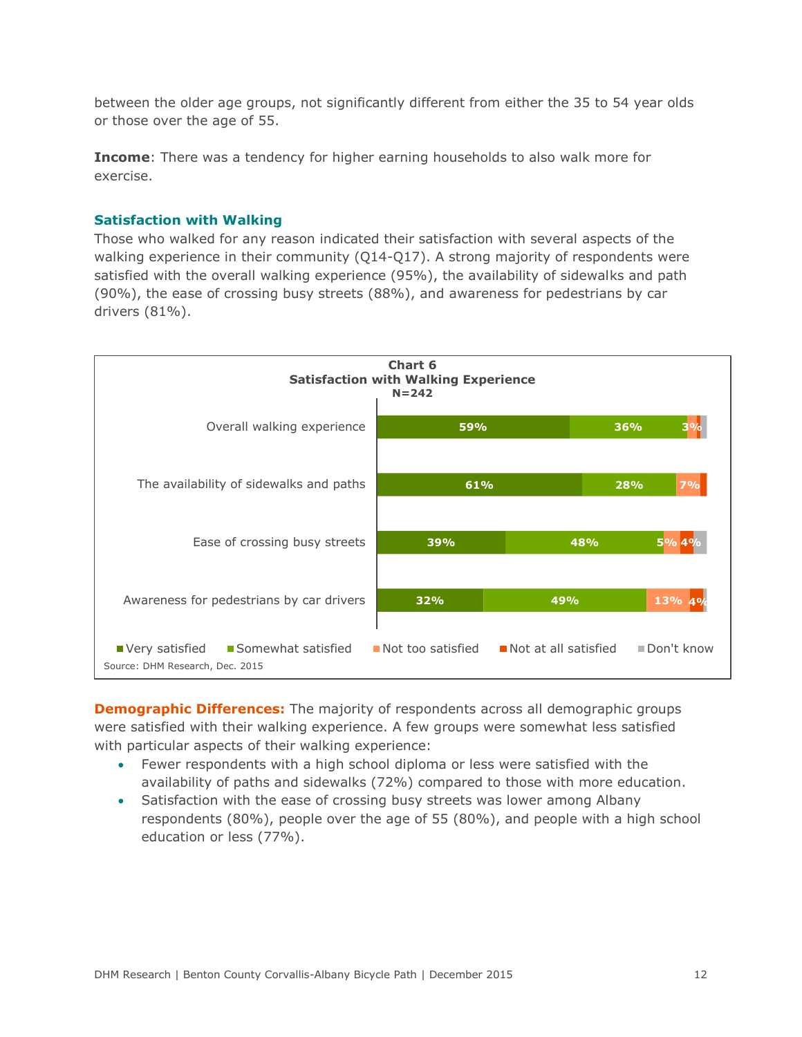between the older age groups, not significantly different from either the 35 to 54 year olds or those over the age of 55.

**Income**: There was a tendency for higher earning households to also walk more for exercise.

### Satisfaction with Walking

Those who walked for any reason indicated their satisfaction with several aspects of the walking experience in their community (Q14-Q17). A strong majority of respondents were satisfied with the overall walking experience (95%), the availability of sidewalks and path (90%), the ease of crossing busy streets (88%), and awareness for pedestrians by car drivers (81%).

**Chart 6**
**Satisfaction with Walking Experience**
**N=242**

| | Very satisfied | Somewhat satisfied | Not too satisfied | Not at all satisfied | Don't know |
|---|---|---|---|---|---|
| Overall walking experience | 59% | 36% | 3% | | |
| The availability of sidewalks and paths | 61% | 28% | 7% | | |
| Ease of crossing busy streets | 39% | 48% | 5% | 4% | |
| Awareness for pedestrians by car drivers | 32% | 49% | 13% | 4% | |

Source: DHM Research, Dec. 2015

**Demographic Differences:** The majority of respondents across all demographic groups were satisfied with their walking experience. A few groups were somewhat less satisfied with particular aspects of their walking experience:

- Fewer respondents with a high school diploma or less were satisfied with the availability of paths and sidewalks (72%) compared to those with more education.
- Satisfaction with the ease of crossing busy streets was lower among Albany respondents (80%), people over the age of 55 (80%), and people with a high school education or less (77%).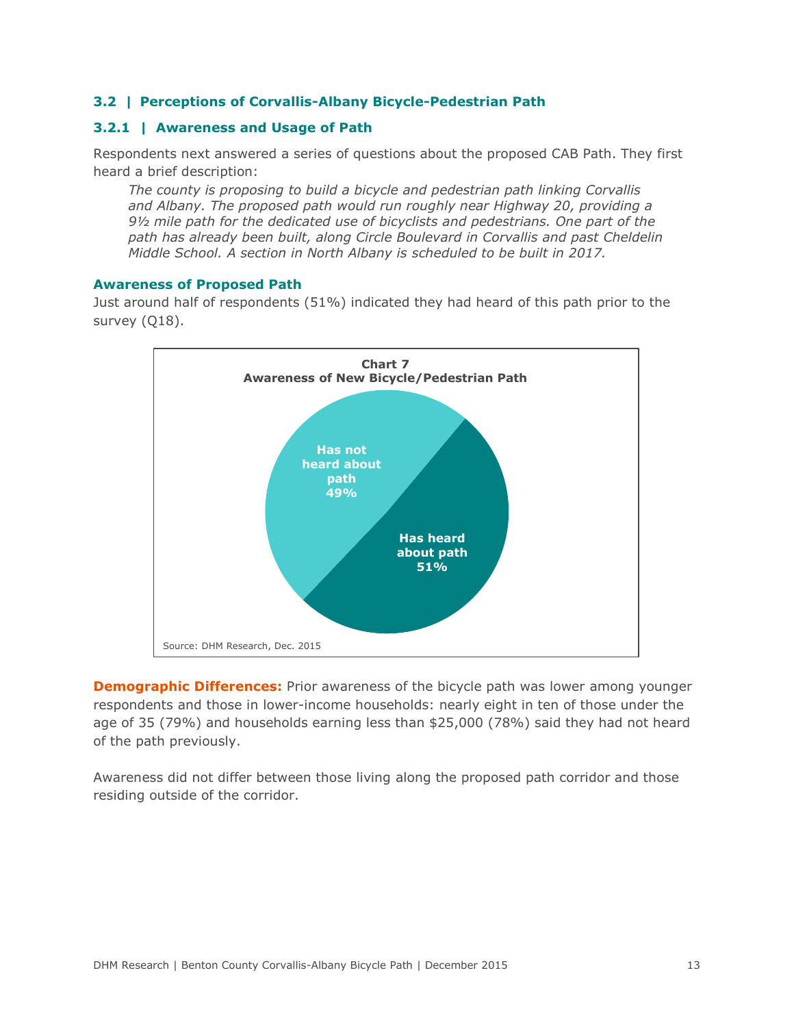### 3.2 | Perceptions of Corvallis-Albany Bicycle-Pedestrian Path

### 3.2.1 | Awareness and Usage of Path

Respondents next answered a series of questions about the proposed CAB Path. They first heard a brief description:

> *The county is proposing to build a bicycle and pedestrian path linking Corvallis and Albany. The proposed path would run roughly near Highway 20, providing a 9½ mile path for the dedicated use of bicyclists and pedestrians. One part of the path has already been built, along Circle Boulevard in Corvallis and past Cheldelin Middle School. A section in North Albany is scheduled to be built in 2017.*

#### Awareness of Proposed Path

Just around half of respondents (51%) indicated they had heard of this path prior to the survey (Q18).

**Chart 7**
**Awareness of New Bicycle/Pedestrian Path**

| Response | Percent |
|---|---|
| Has not heard about path | 49% |
| Has heard about path | 51% |

Source: DHM Research, Dec. 2015

**Demographic Differences:** Prior awareness of the bicycle path was lower among younger respondents and those in lower-income households: nearly eight in ten of those under the age of 35 (79%) and households earning less than $25,000 (78%) said they had not heard of the path previously.

Awareness did not differ between those living along the proposed path corridor and those residing outside of the corridor.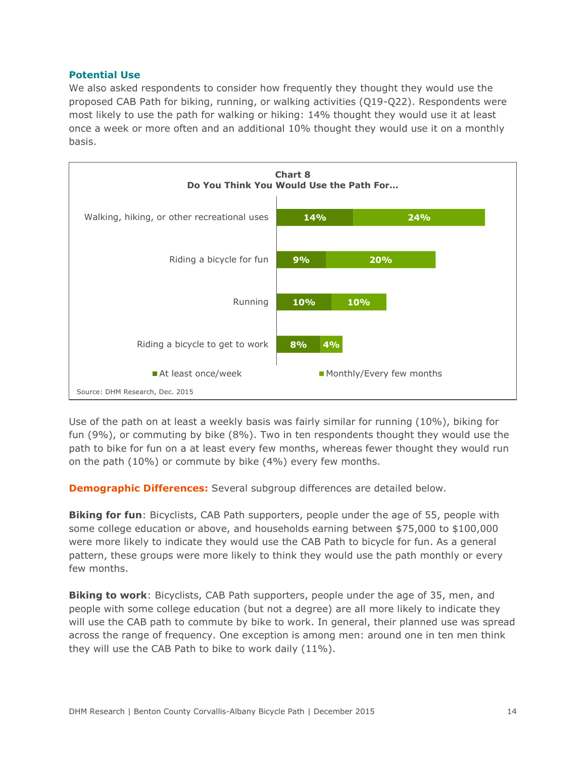### Potential Use

We also asked respondents to consider how frequently they thought they would use the proposed CAB Path for biking, running, or walking activities (Q19-Q22). Respondents were most likely to use the path for walking or hiking: 14% thought they would use it at least once a week or more often and an additional 10% thought they would use it on a monthly basis.

**Chart 8**
**Do You Think You Would Use the Path For...**

| | At least once/week | Monthly/Every few months |
|---|---|---|
| Walking, hiking, or other recreational uses | 14% | 24% |
| Riding a bicycle for fun | 9% | 20% |
| Running | 10% | 10% |
| Riding a bicycle to get to work | 8% | 4% |

Source: DHM Research, Dec. 2015

Use of the path on at least a weekly basis was fairly similar for running (10%), biking for fun (9%), or commuting by bike (8%). Two in ten respondents thought they would use the path to bike for fun on a at least every few months, whereas fewer thought they would run on the path (10%) or commute by bike (4%) every few months.

**Demographic Differences:** Several subgroup differences are detailed below.

**Biking for fun**: Bicyclists, CAB Path supporters, people under the age of 55, people with some college education or above, and households earning between $75,000 to $100,000 were more likely to indicate they would use the CAB Path to bicycle for fun. As a general pattern, these groups were more likely to think they would use the path monthly or every few months.

**Biking to work**: Bicyclists, CAB Path supporters, people under the age of 35, men, and people with some college education (but not a degree) are all more likely to indicate they will use the CAB path to commute by bike to work. In general, their planned use was spread across the range of frequency. One exception is among men: around one in ten men think they will use the CAB Path to bike to work daily (11%).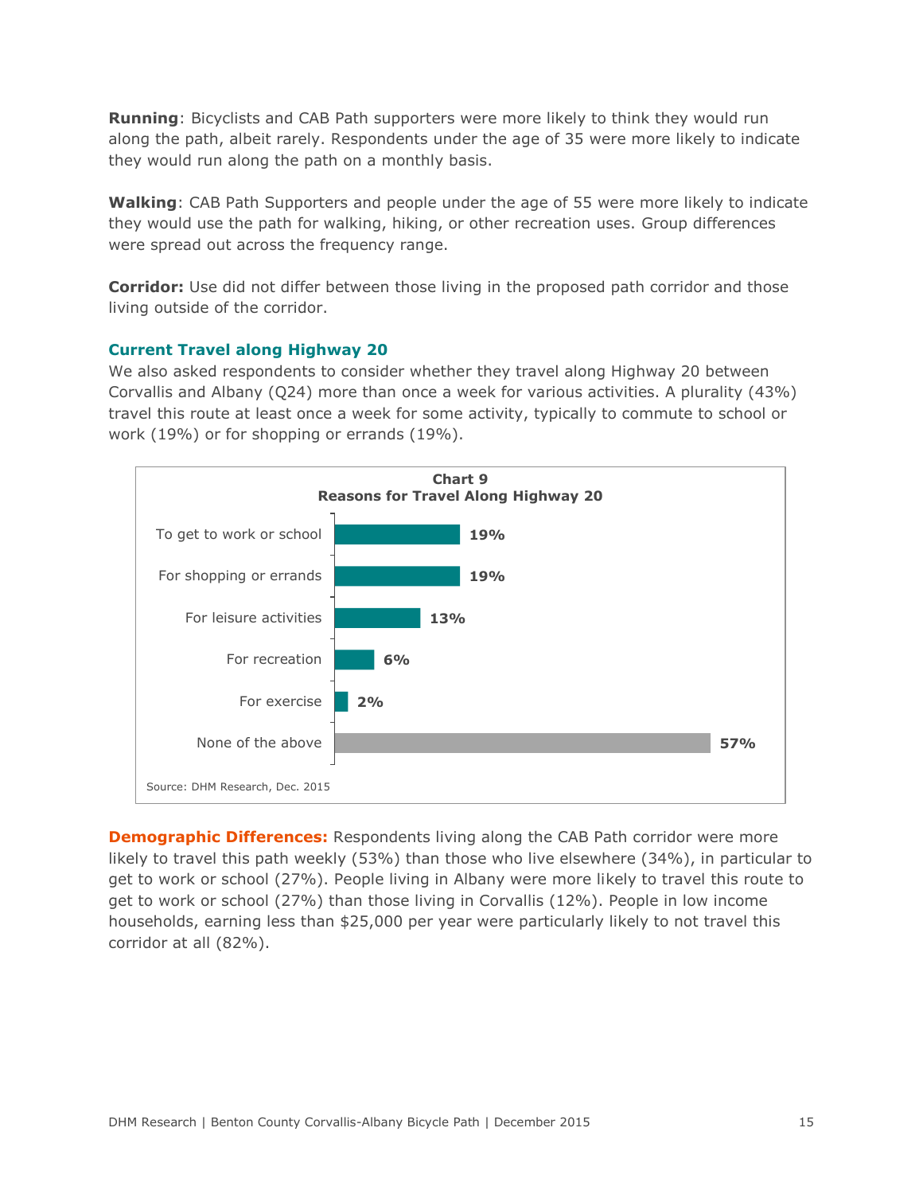**Running**: Bicyclists and CAB Path supporters were more likely to think they would run along the path, albeit rarely. Respondents under the age of 35 were more likely to indicate they would run along the path on a monthly basis.

**Walking**: CAB Path Supporters and people under the age of 55 were more likely to indicate they would use the path for walking, hiking, or other recreation uses. Group differences were spread out across the frequency range.

**Corridor:** Use did not differ between those living in the proposed path corridor and those living outside of the corridor.

### Current Travel along Highway 20

We also asked respondents to consider whether they travel along Highway 20 between Corvallis and Albany (Q24) more than once a week for various activities. A plurality (43%) travel this route at least once a week for some activity, typically to commute to school or work (19%) or for shopping or errands (19%).

**Chart 9**
**Reasons for Travel Along Highway 20**

| Reason | Percent |
|---|---|
| To get to work or school | 19% |
| For shopping or errands | 19% |
| For leisure activities | 13% |
| For recreation | 6% |
| For exercise | 2% |
| None of the above | 57% |

Source: DHM Research, Dec. 2015

**Demographic Differences:** Respondents living along the CAB Path corridor were more likely to travel this path weekly (53%) than those who live elsewhere (34%), in particular to get to work or school (27%). People living in Albany were more likely to travel this route to get to work or school (27%) than those living in Corvallis (12%). People in low income households, earning less than $25,000 per year were particularly likely to not travel this corridor at all (82%).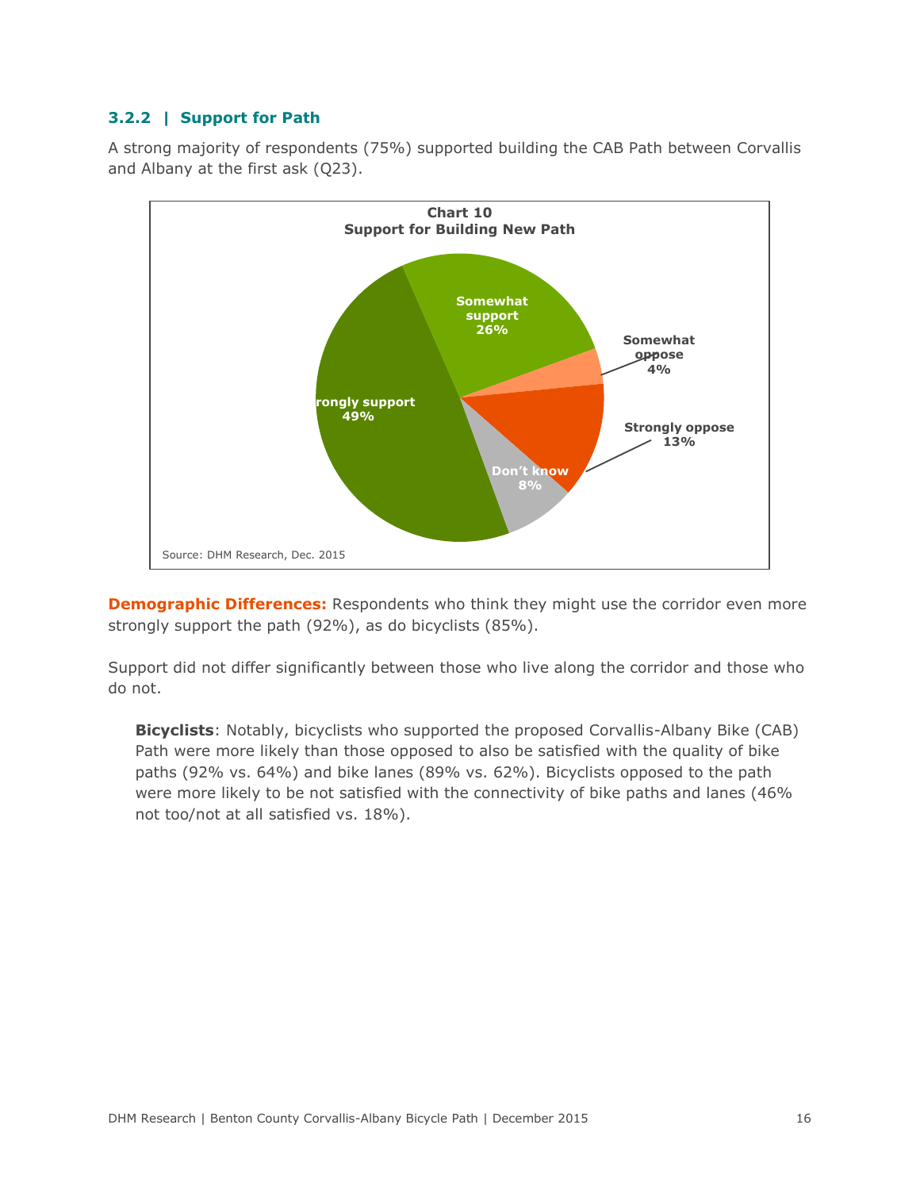### 3.2.2 | Support for Path

A strong majority of respondents (75%) supported building the CAB Path between Corvallis and Albany at the first ask (Q23).

**Chart 10**
**Support for Building New Path**

| Response | Percent |
|---|---|
| Strongly support | 49% |
| Somewhat support | 26% |
| Somewhat oppose | 4% |
| Strongly oppose | 13% |
| Don't know | 8% |

Source: DHM Research, Dec. 2015

**Demographic Differences:** Respondents who think they might use the corridor even more strongly support the path (92%), as do bicyclists (85%).

Support did not differ significantly between those who live along the corridor and those who do not.

> **Bicyclists**: Notably, bicyclists who supported the proposed Corvallis-Albany Bike (CAB) Path were more likely than those opposed to also be satisfied with the quality of bike paths (92% vs. 64%) and bike lanes (89% vs. 62%). Bicyclists opposed to the path were more likely to be not satisfied with the connectivity of bike paths and lanes (46% not too/not at all satisfied vs. 18%).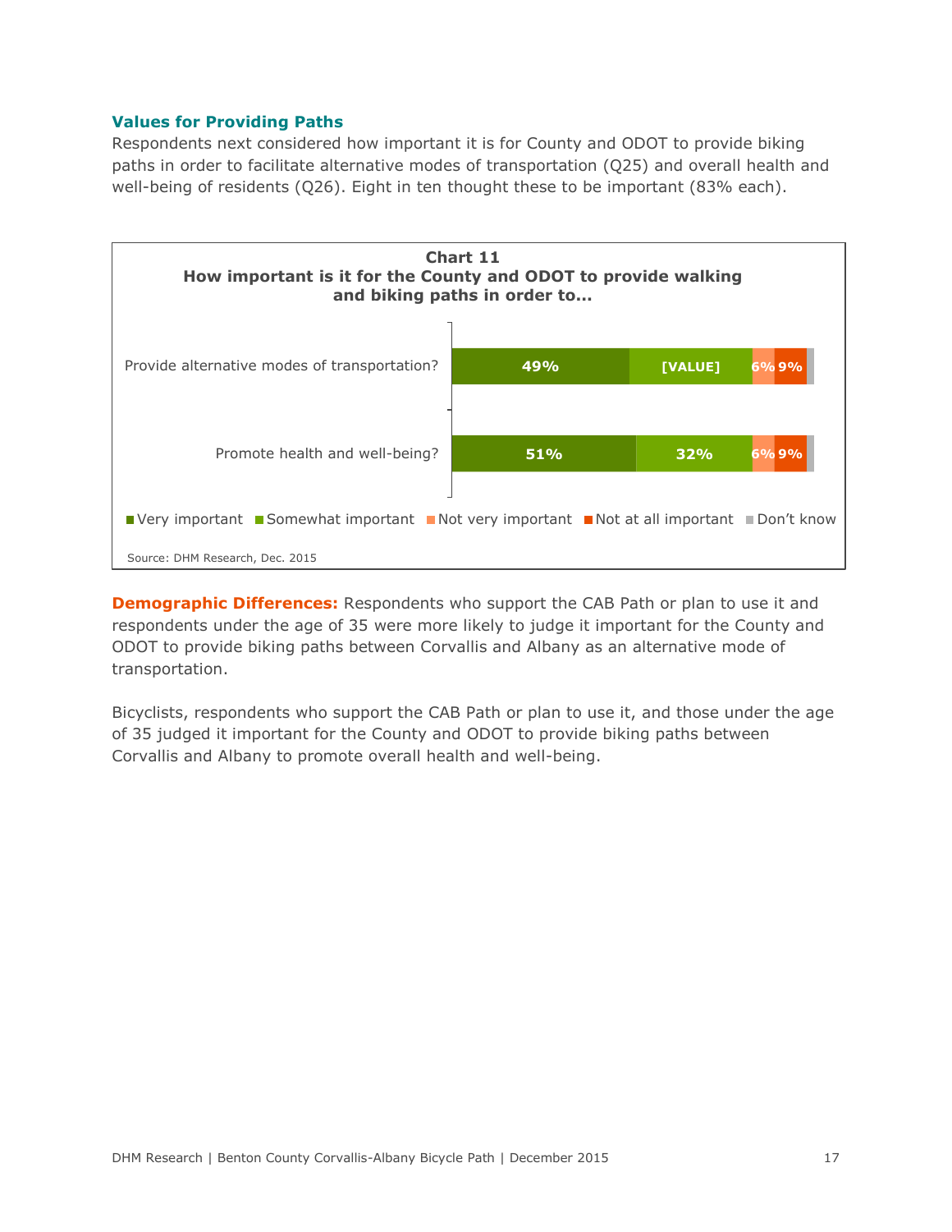### Values for Providing Paths

Respondents next considered how important it is for County and ODOT to provide biking paths in order to facilitate alternative modes of transportation (Q25) and overall health and well-being of residents (Q26). Eight in ten thought these to be important (83% each).

**Chart 11**
**How important is it for the County and ODOT to provide walking and biking paths in order to...**

| | Very important | Somewhat important | Not very important | Not at all important | Don't know |
|---|---|---|---|---|---|
| Provide alternative modes of transportation? | 49% | [VALUE] | 6% | 9% | |
| Promote health and well-being? | 51% | 32% | 6% | 9% | |

Source: DHM Research, Dec. 2015

**Demographic Differences:** Respondents who support the CAB Path or plan to use it and respondents under the age of 35 were more likely to judge it important for the County and ODOT to provide biking paths between Corvallis and Albany as an alternative mode of transportation.

Bicyclists, respondents who support the CAB Path or plan to use it, and those under the age of 35 judged it important for the County and ODOT to provide biking paths between Corvallis and Albany to promote overall health and well-being.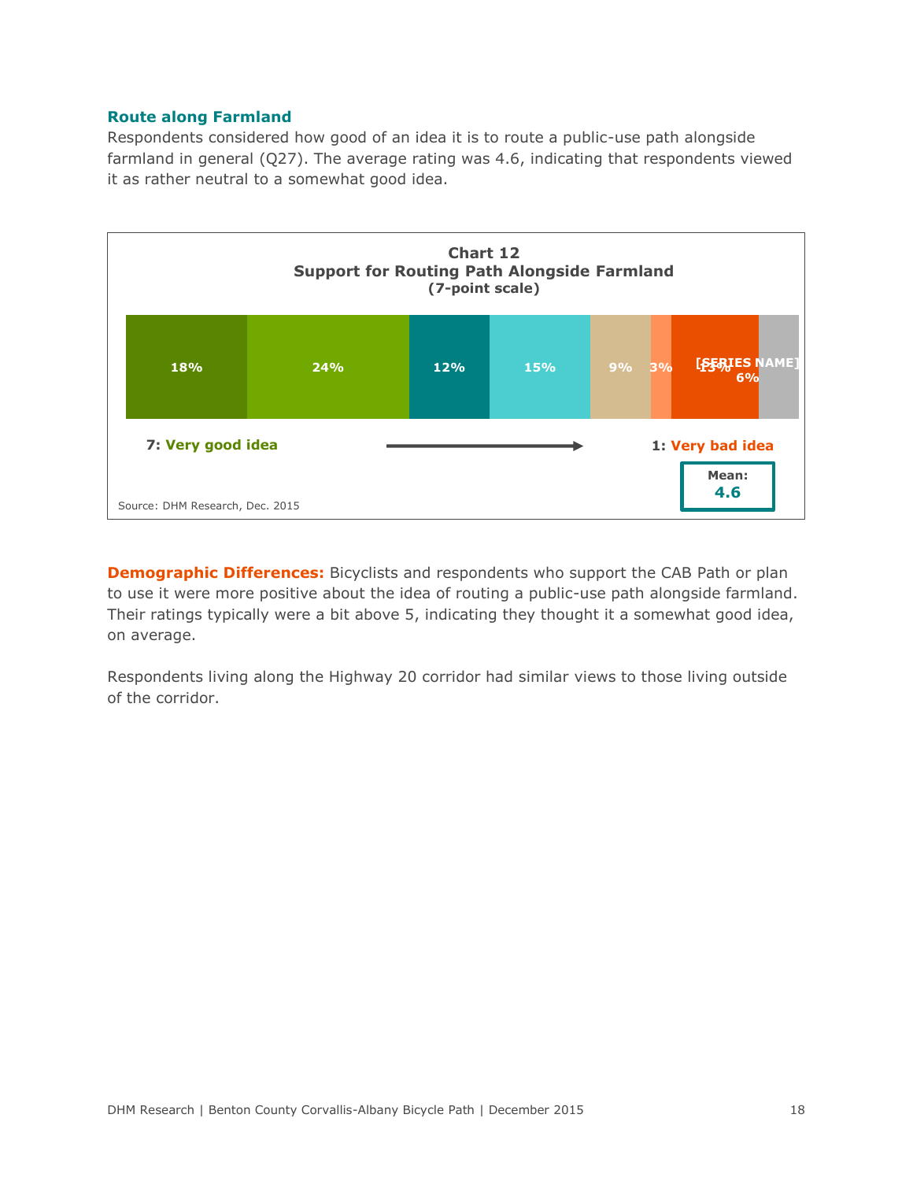### Route along Farmland

Respondents considered how good of an idea it is to route a public-use path alongside farmland in general (Q27). The average rating was 4.6, indicating that respondents viewed it as rather neutral to a somewhat good idea.

**Chart 12**
**Support for Routing Path Alongside Farmland**
**(7-point scale)**

| 7: Very good idea | 6 | 5 | 4 | 3 | 2 | 1: Very bad idea | [SERIES NAME] |
|---|---|---|---|---|---|---|---|
| 18% | 24% | 12% | 15% | 9% | 3% | 13% | 6% |

Mean: 4.6

Source: DHM Research, Dec. 2015

**Demographic Differences:** Bicyclists and respondents who support the CAB Path or plan to use it were more positive about the idea of routing a public-use path alongside farmland. Their ratings typically were a bit above 5, indicating they thought it a somewhat good idea, on average.

Respondents living along the Highway 20 corridor had similar views to those living outside of the corridor.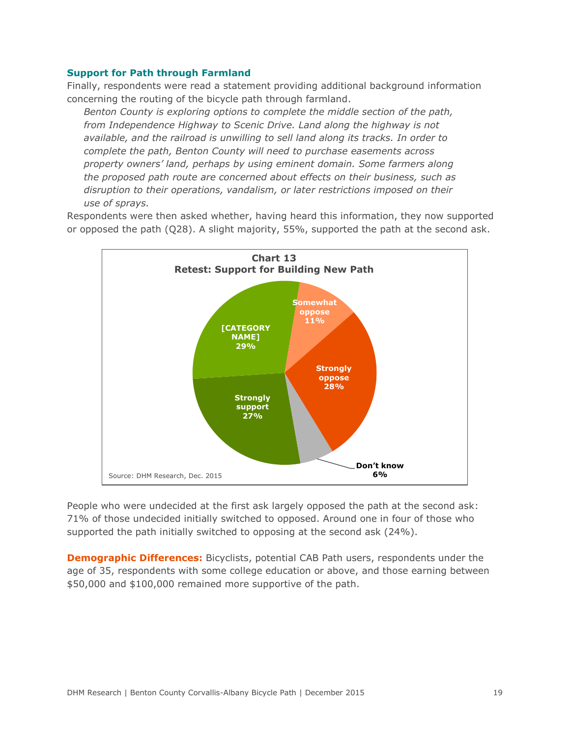### Support for Path through Farmland

Finally, respondents were read a statement providing additional background information concerning the routing of the bicycle path through farmland.

> *Benton County is exploring options to complete the middle section of the path, from Independence Highway to Scenic Drive. Land along the highway is not available, and the railroad is unwilling to sell land along its tracks. In order to complete the path, Benton County will need to purchase easements across property owners' land, perhaps by using eminent domain. Some farmers along the proposed path route are concerned about effects on their business, such as disruption to their operations, vandalism, or later restrictions imposed on their use of sprays.*

Respondents were then asked whether, having heard this information, they now supported or opposed the path (Q28). A slight majority, 55%, supported the path at the second ask.

**Chart 13**
**Retest: Support for Building New Path**

| Response | Percent |
|---|---|
| Strongly support | 27% |
| [CATEGORY NAME] | 29% |
| Somewhat oppose | 11% |
| Strongly oppose | 28% |
| Don't know | 6% |

Source: DHM Research, Dec. 2015

People who were undecided at the first ask largely opposed the path at the second ask: 71% of those undecided initially switched to opposed. Around one in four of those who supported the path initially switched to opposing at the second ask (24%).

**Demographic Differences:** Bicyclists, potential CAB Path users, respondents under the age of 35, respondents with some college education or above, and those earning between $50,000 and $100,000 remained more supportive of the path.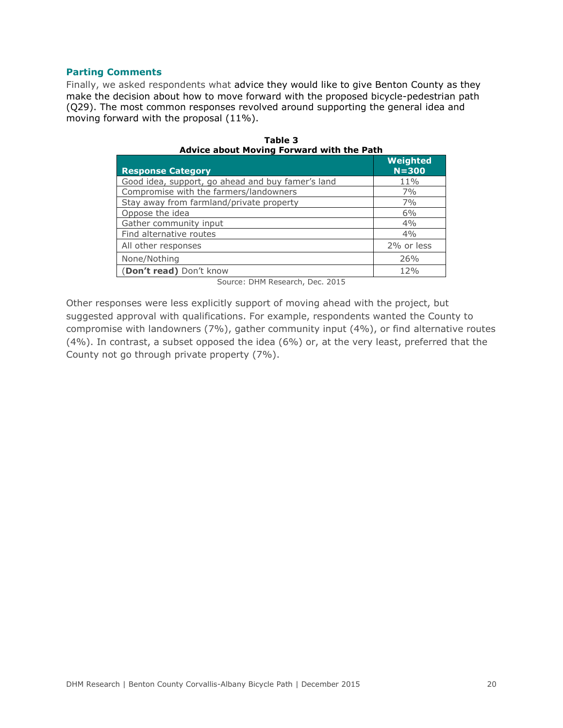## Parting Comments

Finally, we asked respondents what advice they would like to give Benton County as they make the decision about how to move forward with the proposed bicycle-pedestrian path (Q29). The most common responses revolved around supporting the general idea and moving forward with the proposal (11%).

**Table 3**
**Advice about Moving Forward with the Path**

| Response Category | Weighted N=300 |
|---|---|
| Good idea, support, go ahead and buy famer's land | 11% |
| Compromise with the farmers/landowners | 7% |
| Stay away from farmland/private property | 7% |
| Oppose the idea | 6% |
| Gather community input | 4% |
| Find alternative routes | 4% |
| All other responses | 2% or less |
| None/Nothing | 26% |
| (**Don't read)** Don't know | 12% |

Source: DHM Research, Dec. 2015

Other responses were less explicitly support of moving ahead with the project, but suggested approval with qualifications. For example, respondents wanted the County to compromise with landowners (7%), gather community input (4%), or find alternative routes (4%). In contrast, a subset opposed the idea (6%) or, at the very least, preferred that the County not go through private property (7%).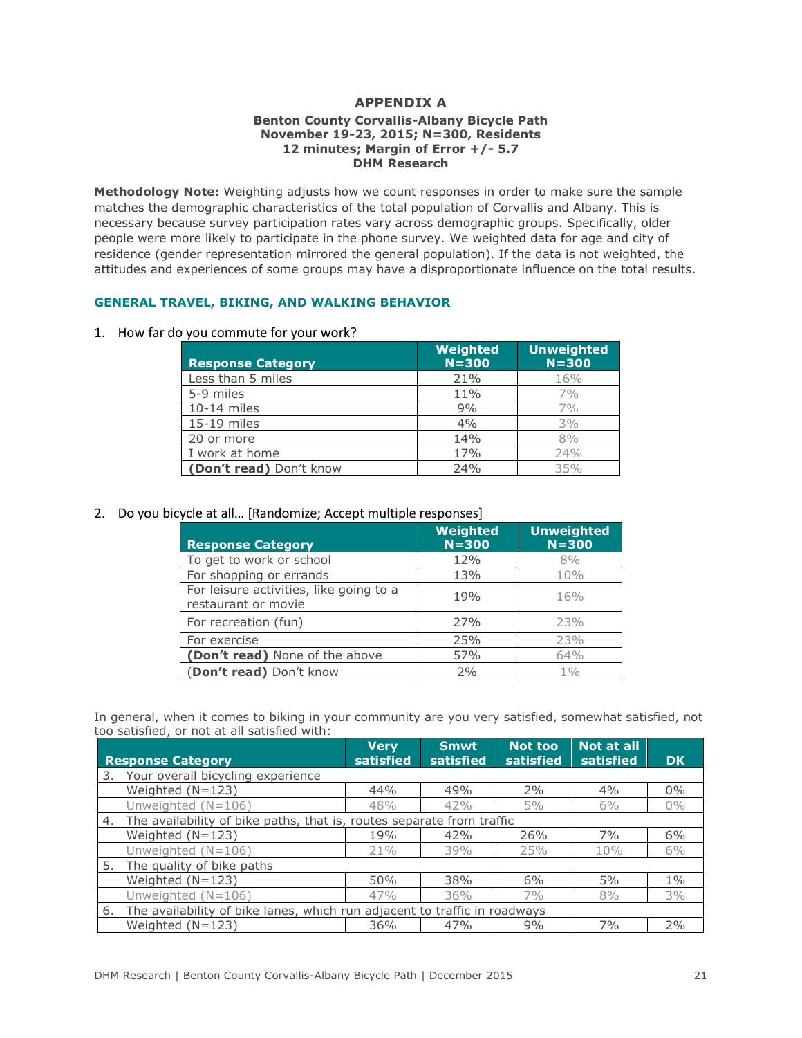# APPENDIX A

**Benton County Corvallis-Albany Bicycle Path**
**November 19-23, 2015; N=300, Residents**
**12 minutes; Margin of Error +/- 5.7**
**DHM Research**

**Methodology Note:** Weighting adjusts how we count responses in order to make sure the sample matches the demographic characteristics of the total population of Corvallis and Albany. This is necessary because survey participation rates vary across demographic groups. Specifically, older people were more likely to participate in the phone survey. We weighted data for age and city of residence (gender representation mirrored the general population). If the data is not weighted, the attitudes and experiences of some groups may have a disproportionate influence on the total results.

## GENERAL TRAVEL, BIKING, AND WALKING BEHAVIOR

1. How far do you commute for your work?

| Response Category | Weighted N=300 | Unweighted N=300 |
|---|---|---|
| Less than 5 miles | 21% | 16% |
| 5-9 miles | 11% | 7% |
| 10-14 miles | 9% | 7% |
| 15-19 miles | 4% | 3% |
| 20 or more | 14% | 8% |
| I work at home | 17% | 24% |
| **(Don't read)** Don't know | 24% | 35% |

2. Do you bicycle at all… [Randomize; Accept multiple responses]

| Response Category | Weighted N=300 | Unweighted N=300 |
|---|---|---|
| To get to work or school | 12% | 8% |
| For shopping or errands | 13% | 10% |
| For leisure activities, like going to a restaurant or movie | 19% | 16% |
| For recreation (fun) | 27% | 23% |
| For exercise | 25% | 23% |
| **(Don't read)** None of the above | 57% | 64% |
| (**Don't read)** Don't know | 2% | 1% |

In general, when it comes to biking in your community are you very satisfied, somewhat satisfied, not too satisfied, or not at all satisfied with:

| Response Category | Very satisfied | Smwt satisfied | Not too satisfied | Not at all satisfied | DK |
|---|---|---|---|---|---|
| 3. Your overall bicycling experience | | | | | |
| Weighted (N=123) | 44% | 49% | 2% | 4% | 0% |
| Unweighted (N=106) | 48% | 42% | 5% | 6% | 0% |
| 4. The availability of bike paths, that is, routes separate from traffic | | | | | |
| Weighted (N=123) | 19% | 42% | 26% | 7% | 6% |
| Unweighted (N=106) | 21% | 39% | 25% | 10% | 6% |
| 5. The quality of bike paths | | | | | |
| Weighted (N=123) | 50% | 38% | 6% | 5% | 1% |
| Unweighted (N=106) | 47% | 36% | 7% | 8% | 3% |
| 6. The availability of bike lanes, which run adjacent to traffic in roadways | | | | | |
| Weighted (N=123) | 36% | 47% | 9% | 7% | 2% |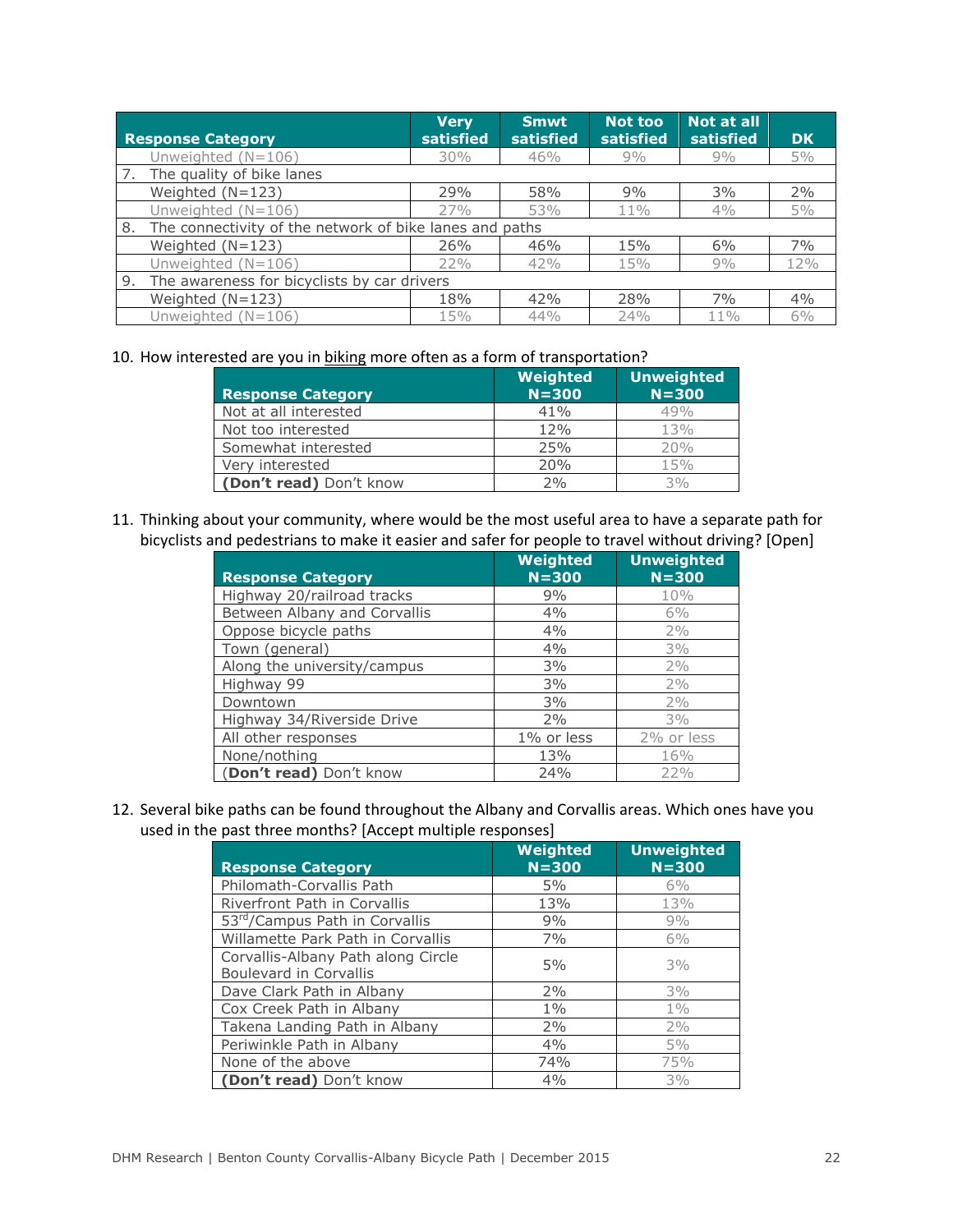| Response Category | Very satisfied | Smwt satisfied | Not too satisfied | Not at all satisfied | DK |
|---|---|---|---|---|---|
| Unweighted (N=106) | 30% | 46% | 9% | 9% | 5% |
| 7. The quality of bike lanes | | | | | |
| Weighted (N=123) | 29% | 58% | 9% | 3% | 2% |
| Unweighted (N=106) | 27% | 53% | 11% | 4% | 5% |
| 8. The connectivity of the network of bike lanes and paths | | | | | |
| Weighted (N=123) | 26% | 46% | 15% | 6% | 7% |
| Unweighted (N=106) | 22% | 42% | 15% | 9% | 12% |
| 9. The awareness for bicyclists by car drivers | | | | | |
| Weighted (N=123) | 18% | 42% | 28% | 7% | 4% |
| Unweighted (N=106) | 15% | 44% | 24% | 11% | 6% |

10. How interested are you in biking more often as a form of transportation?

| Response Category | Weighted N=300 | Unweighted N=300 |
|---|---|---|
| Not at all interested | 41% | 49% |
| Not too interested | 12% | 13% |
| Somewhat interested | 25% | 20% |
| Very interested | 20% | 15% |
| **(Don't read)** Don't know | 2% | 3% |

11. Thinking about your community, where would be the most useful area to have a separate path for bicyclists and pedestrians to make it easier and safer for people to travel without driving? [Open]

| Response Category | Weighted N=300 | Unweighted N=300 |
|---|---|---|
| Highway 20/railroad tracks | 9% | 10% |
| Between Albany and Corvallis | 4% | 6% |
| Oppose bicycle paths | 4% | 2% |
| Town (general) | 4% | 3% |
| Along the university/campus | 3% | 2% |
| Highway 99 | 3% | 2% |
| Downtown | 3% | 2% |
| Highway 34/Riverside Drive | 2% | 3% |
| All other responses | 1% or less | 2% or less |
| None/nothing | 13% | 16% |
| **(Don't read)** Don't know | 24% | 22% |

12. Several bike paths can be found throughout the Albany and Corvallis areas. Which ones have you used in the past three months? [Accept multiple responses]

| Response Category | Weighted N=300 | Unweighted N=300 |
|---|---|---|
| Philomath-Corvallis Path | 5% | 6% |
| Riverfront Path in Corvallis | 13% | 13% |
| 53rd/Campus Path in Corvallis | 9% | 9% |
| Willamette Park Path in Corvallis | 7% | 6% |
| Corvallis-Albany Path along Circle Boulevard in Corvallis | 5% | 3% |
| Dave Clark Path in Albany | 2% | 3% |
| Cox Creek Path in Albany | 1% | 1% |
| Takena Landing Path in Albany | 2% | 2% |
| Periwinkle Path in Albany | 4% | 5% |
| None of the above | 74% | 75% |
| **(Don't read)** Don't know | 4% | 3% |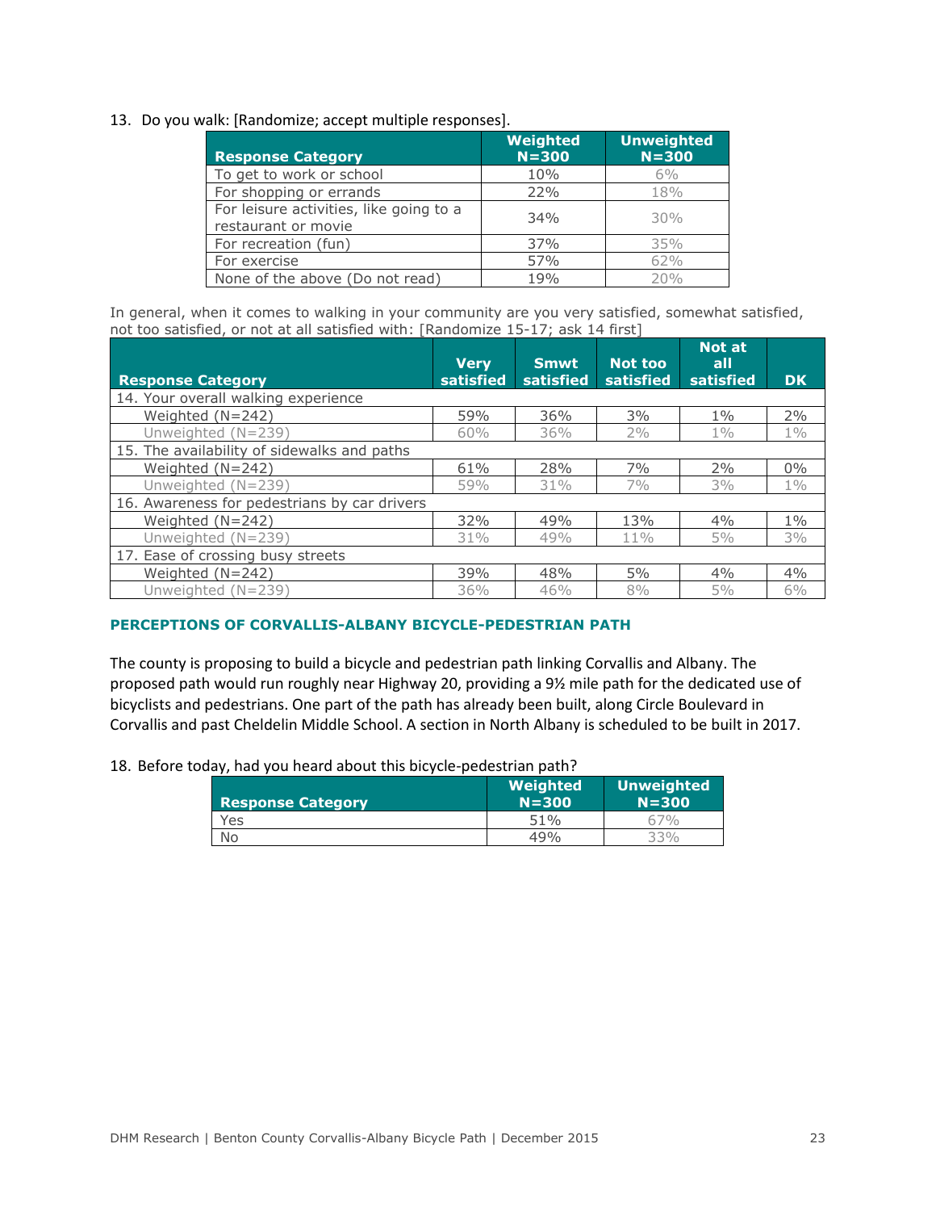13. Do you walk: [Randomize; accept multiple responses].

| Response Category | Weighted N=300 | Unweighted N=300 |
|---|---|---|
| To get to work or school | 10% | 6% |
| For shopping or errands | 22% | 18% |
| For leisure activities, like going to a restaurant or movie | 34% | 30% |
| For recreation (fun) | 37% | 35% |
| For exercise | 57% | 62% |
| None of the above (Do not read) | 19% | 20% |

In general, when it comes to walking in your community are you very satisfied, somewhat satisfied, not too satisfied, or not at all satisfied with: [Randomize 15-17; ask 14 first]

| Response Category | Very satisfied | Smwt satisfied | Not too satisfied | Not at all satisfied | DK |
|---|---|---|---|---|---|
| 14. Your overall walking experience | | | | | |
| Weighted (N=242) | 59% | 36% | 3% | 1% | 2% |
| Unweighted (N=239) | 60% | 36% | 2% | 1% | 1% |
| 15. The availability of sidewalks and paths | | | | | |
| Weighted (N=242) | 61% | 28% | 7% | 2% | 0% |
| Unweighted (N=239) | 59% | 31% | 7% | 3% | 1% |
| 16. Awareness for pedestrians by car drivers | | | | | |
| Weighted (N=242) | 32% | 49% | 13% | 4% | 1% |
| Unweighted (N=239) | 31% | 49% | 11% | 5% | 3% |
| 17. Ease of crossing busy streets | | | | | |
| Weighted (N=242) | 39% | 48% | 5% | 4% | 4% |
| Unweighted (N=239) | 36% | 46% | 8% | 5% | 6% |

### PERCEPTIONS OF CORVALLIS-ALBANY BICYCLE-PEDESTRIAN PATH

The county is proposing to build a bicycle and pedestrian path linking Corvallis and Albany. The proposed path would run roughly near Highway 20, providing a 9½ mile path for the dedicated use of bicyclists and pedestrians. One part of the path has already been built, along Circle Boulevard in Corvallis and past Cheldelin Middle School. A section in North Albany is scheduled to be built in 2017.

18. Before today, had you heard about this bicycle-pedestrian path?

| Response Category | Weighted N=300 | Unweighted N=300 |
|---|---|---|
| Yes | 51% | 67% |
| No | 49% | 33% |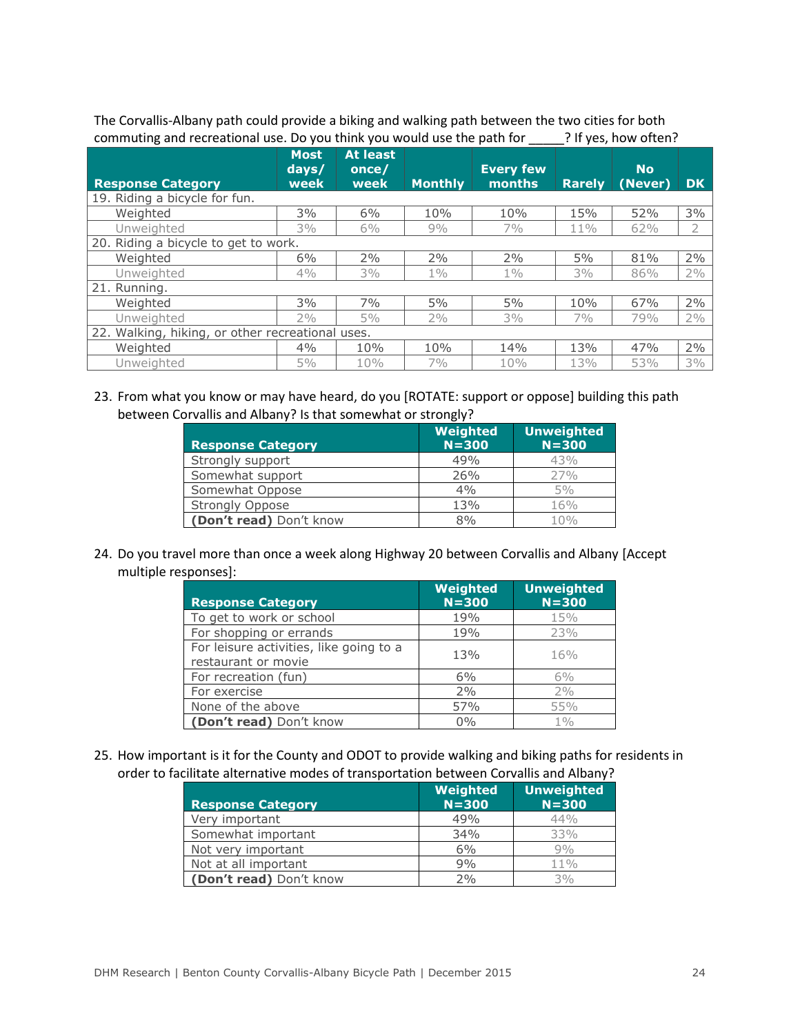The Corvallis-Albany path could provide a biking and walking path between the two cities for both commuting and recreational use. Do you think you would use the path for _____? If yes, how often?

| Response Category | Most days/ week | At least once/ week | Monthly | Every few months | Rarely | No (Never) | DK |
|---|---|---|---|---|---|---|---|
| 19. Riding a bicycle for fun. | | | | | | | |
| Weighted | 3% | 6% | 10% | 10% | 15% | 52% | 3% |
| Unweighted | 3% | 6% | 9% | 7% | 11% | 62% | 2 |
| 20. Riding a bicycle to get to work. | | | | | | | |
| Weighted | 6% | 2% | 2% | 2% | 5% | 81% | 2% |
| Unweighted | 4% | 3% | 1% | 1% | 3% | 86% | 2% |
| 21. Running. | | | | | | | |
| Weighted | 3% | 7% | 5% | 5% | 10% | 67% | 2% |
| Unweighted | 2% | 5% | 2% | 3% | 7% | 79% | 2% |
| 22. Walking, hiking, or other recreational uses. | | | | | | | |
| Weighted | 4% | 10% | 10% | 14% | 13% | 47% | 2% |
| Unweighted | 5% | 10% | 7% | 10% | 13% | 53% | 3% |

23. From what you know or may have heard, do you [ROTATE: support or oppose] building this path between Corvallis and Albany? Is that somewhat or strongly?

| Response Category | Weighted N=300 | Unweighted N=300 |
|---|---|---|
| Strongly support | 49% | 43% |
| Somewhat support | 26% | 27% |
| Somewhat Oppose | 4% | 5% |
| Strongly Oppose | 13% | 16% |
| **(Don't read)** Don't know | 8% | 10% |

24. Do you travel more than once a week along Highway 20 between Corvallis and Albany [Accept multiple responses]:

| Response Category | Weighted N=300 | Unweighted N=300 |
|---|---|---|
| To get to work or school | 19% | 15% |
| For shopping or errands | 19% | 23% |
| For leisure activities, like going to a restaurant or movie | 13% | 16% |
| For recreation (fun) | 6% | 6% |
| For exercise | 2% | 2% |
| None of the above | 57% | 55% |
| **(Don't read)** Don't know | 0% | 1% |

25. How important is it for the County and ODOT to provide walking and biking paths for residents in order to facilitate alternative modes of transportation between Corvallis and Albany?

| Response Category | Weighted N=300 | Unweighted N=300 |
|---|---|---|
| Very important | 49% | 44% |
| Somewhat important | 34% | 33% |
| Not very important | 6% | 9% |
| Not at all important | 9% | 11% |
| **(Don't read)** Don't know | 2% | 3% |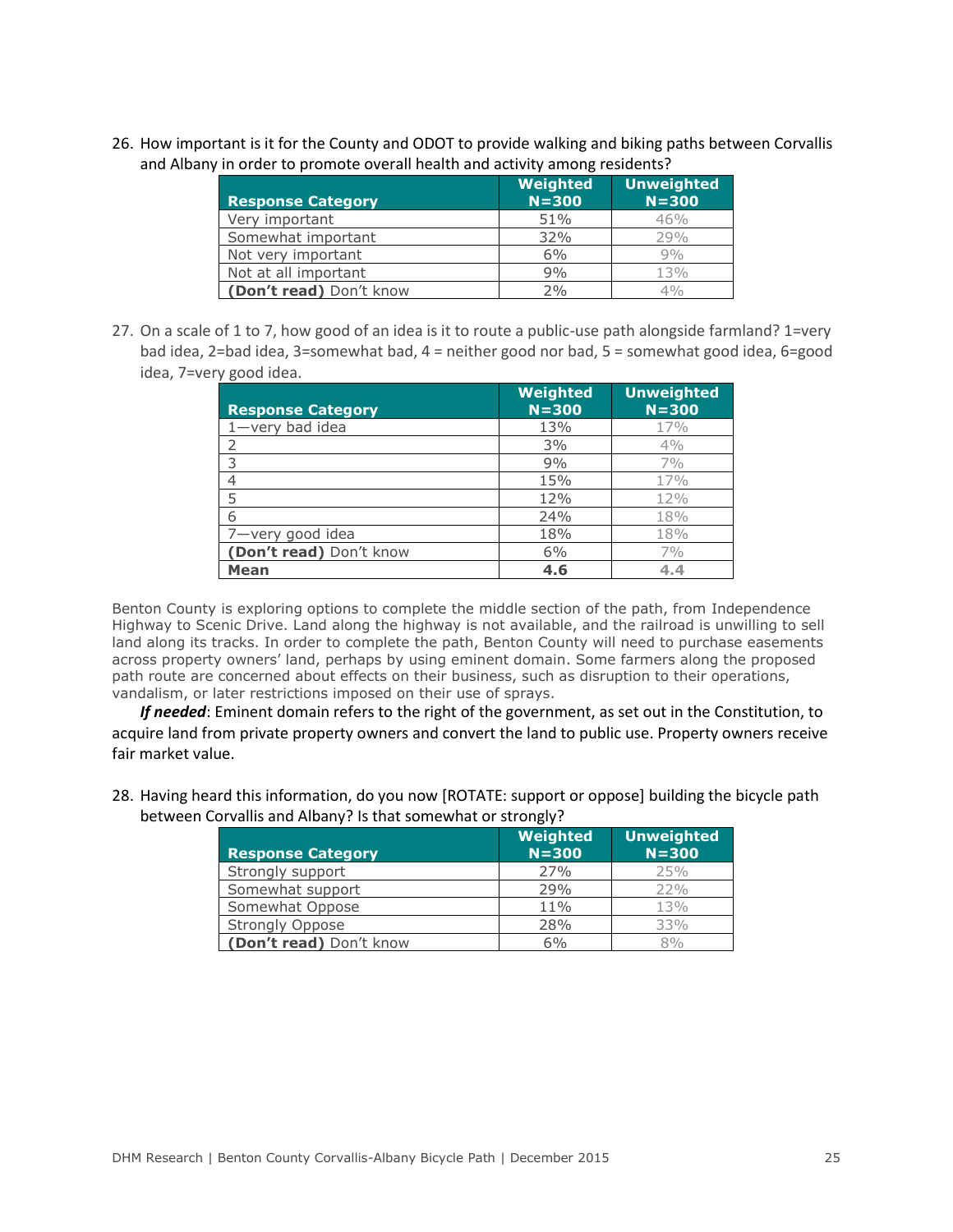26. How important is it for the County and ODOT to provide walking and biking paths between Corvallis and Albany in order to promote overall health and activity among residents?

| Response Category | Weighted N=300 | Unweighted N=300 |
|---|---|---|
| Very important | 51% | 46% |
| Somewhat important | 32% | 29% |
| Not very important | 6% | 9% |
| Not at all important | 9% | 13% |
| **(Don't read)** Don't know | 2% | 4% |

27. On a scale of 1 to 7, how good of an idea is it to route a public-use path alongside farmland? 1=very bad idea, 2=bad idea, 3=somewhat bad, 4 = neither good nor bad, 5 = somewhat good idea, 6=good idea, 7=very good idea.

| Response Category | Weighted N=300 | Unweighted N=300 |
|---|---|---|
| 1—very bad idea | 13% | 17% |
| 2 | 3% | 4% |
| 3 | 9% | 7% |
| 4 | 15% | 17% |
| 5 | 12% | 12% |
| 6 | 24% | 18% |
| 7—very good idea | 18% | 18% |
| **(Don't read)** Don't know | 6% | 7% |
| **Mean** | **4.6** | **4.4** |

Benton County is exploring options to complete the middle section of the path, from Independence Highway to Scenic Drive. Land along the highway is not available, and the railroad is unwilling to sell land along its tracks. In order to complete the path, Benton County will need to purchase easements across property owners' land, perhaps by using eminent domain. Some farmers along the proposed path route are concerned about effects on their business, such as disruption to their operations, vandalism, or later restrictions imposed on their use of sprays.

***If needed***: Eminent domain refers to the right of the government, as set out in the Constitution, to acquire land from private property owners and convert the land to public use. Property owners receive fair market value.

28. Having heard this information, do you now [ROTATE: support or oppose] building the bicycle path between Corvallis and Albany? Is that somewhat or strongly?

| Response Category | Weighted N=300 | Unweighted N=300 |
|---|---|---|
| Strongly support | 27% | 25% |
| Somewhat support | 29% | 22% |
| Somewhat Oppose | 11% | 13% |
| Strongly Oppose | 28% | 33% |
| **(Don't read)** Don't know | 6% | 8% |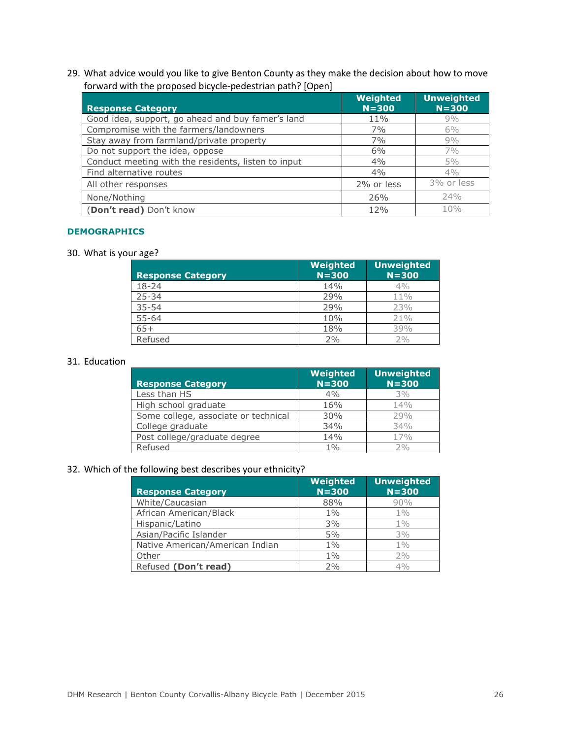29. What advice would you like to give Benton County as they make the decision about how to move forward with the proposed bicycle-pedestrian path? [Open]

| Response Category | Weighted N=300 | Unweighted N=300 |
|---|---|---|
| Good idea, support, go ahead and buy famer's land | 11% | 9% |
| Compromise with the farmers/landowners | 7% | 6% |
| Stay away from farmland/private property | 7% | 9% |
| Do not support the idea, oppose | 6% | 7% |
| Conduct meeting with the residents, listen to input | 4% | 5% |
| Find alternative routes | 4% | 4% |
| All other responses | 2% or less | 3% or less |
| None/Nothing | 26% | 24% |
| (**Don't read**) Don't know | 12% | 10% |

### DEMOGRAPHICS

30. What is your age?

| Response Category | Weighted N=300 | Unweighted N=300 |
|---|---|---|
| 18-24 | 14% | 4% |
| 25-34 | 29% | 11% |
| 35-54 | 29% | 23% |
| 55-64 | 10% | 21% |
| 65+ | 18% | 39% |
| Refused | 2% | 2% |

31. Education

| Response Category | Weighted N=300 | Unweighted N=300 |
|---|---|---|
| Less than HS | 4% | 3% |
| High school graduate | 16% | 14% |
| Some college, associate or technical | 30% | 29% |
| College graduate | 34% | 34% |
| Post college/graduate degree | 14% | 17% |
| Refused | 1% | 2% |

32. Which of the following best describes your ethnicity?

| Response Category | Weighted N=300 | Unweighted N=300 |
|---|---|---|
| White/Caucasian | 88% | 90% |
| African American/Black | 1% | 1% |
| Hispanic/Latino | 3% | 1% |
| Asian/Pacific Islander | 5% | 3% |
| Native American/American Indian | 1% | 1% |
| Other | 1% | 2% |
| Refused **(Don't read)** | 2% | 4% |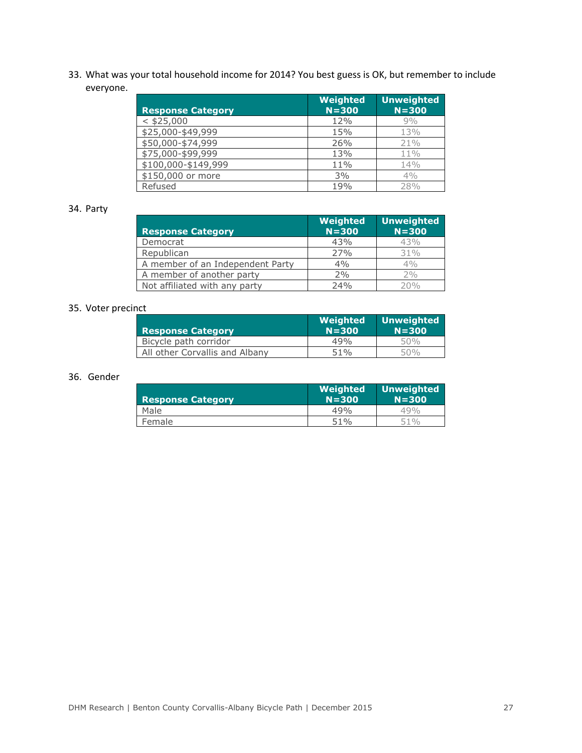33. What was your total household income for 2014? You best guess is OK, but remember to include everyone.

| Response Category | Weighted N=300 | Unweighted N=300 |
|---|---|---|
| < $25,000 | 12% | 9% |
| $25,000-$49,999 | 15% | 13% |
| $50,000-$74,999 | 26% | 21% |
| $75,000-$99,999 | 13% | 11% |
| $100,000-$149,999 | 11% | 14% |
| $150,000 or more | 3% | 4% |
| Refused | 19% | 28% |

34. Party

| Response Category | Weighted N=300 | Unweighted N=300 |
|---|---|---|
| Democrat | 43% | 43% |
| Republican | 27% | 31% |
| A member of an Independent Party | 4% | 4% |
| A member of another party | 2% | 2% |
| Not affiliated with any party | 24% | 20% |

35. Voter precinct

| Response Category | Weighted N=300 | Unweighted N=300 |
|---|---|---|
| Bicycle path corridor | 49% | 50% |
| All other Corvallis and Albany | 51% | 50% |

36. Gender

| Response Category | Weighted N=300 | Unweighted N=300 |
|---|---|---|
| Male | 49% | 49% |
| Female | 51% | 51% |